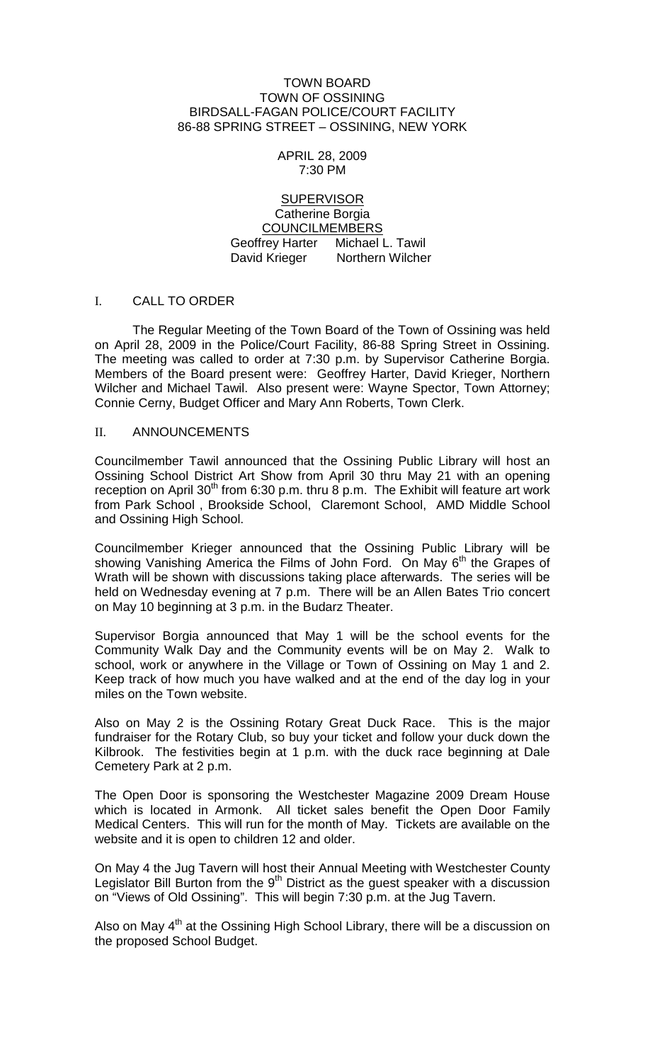TOWN BOARD
TOWN OF OSSINING
BIRDSALL-FAGAN POLICE/COURT FACILITY
86-88 SPRING STREET – OSSINING, NEW YORK

APRIL 28, 2009
7:30 PM

SUPERVISOR
Catherine Borgia
COUNCILMEMBERS
Geoffrey Harter Michael L. Tawil
David Krieger Northern Wilcher

## I. CALL TO ORDER

The Regular Meeting of the Town Board of the Town of Ossining was held on April 28, 2009 in the Police/Court Facility, 86-88 Spring Street in Ossining. The meeting was called to order at 7:30 p.m. by Supervisor Catherine Borgia. Members of the Board present were: Geoffrey Harter, David Krieger, Northern Wilcher and Michael Tawil. Also present were: Wayne Spector, Town Attorney; Connie Cerny, Budget Officer and Mary Ann Roberts, Town Clerk.

## II. ANNOUNCEMENTS

Councilmember Tawil announced that the Ossining Public Library will host an Ossining School District Art Show from April 30 thru May 21 with an opening reception on April 30th from 6:30 p.m. thru 8 p.m. The Exhibit will feature art work from Park School , Brookside School, Claremont School, AMD Middle School and Ossining High School.

Councilmember Krieger announced that the Ossining Public Library will be showing Vanishing America the Films of John Ford. On May 6th the Grapes of Wrath will be shown with discussions taking place afterwards. The series will be held on Wednesday evening at 7 p.m. There will be an Allen Bates Trio concert on May 10 beginning at 3 p.m. in the Budarz Theater.

Supervisor Borgia announced that May 1 will be the school events for the Community Walk Day and the Community events will be on May 2. Walk to school, work or anywhere in the Village or Town of Ossining on May 1 and 2. Keep track of how much you have walked and at the end of the day log in your miles on the Town website.

Also on May 2 is the Ossining Rotary Great Duck Race. This is the major fundraiser for the Rotary Club, so buy your ticket and follow your duck down the Kilbrook. The festivities begin at 1 p.m. with the duck race beginning at Dale Cemetery Park at 2 p.m.

The Open Door is sponsoring the Westchester Magazine 2009 Dream House which is located in Armonk. All ticket sales benefit the Open Door Family Medical Centers. This will run for the month of May. Tickets are available on the website and it is open to children 12 and older.

On May 4 the Jug Tavern will host their Annual Meeting with Westchester County Legislator Bill Burton from the 9th District as the guest speaker with a discussion on "Views of Old Ossining". This will begin 7:30 p.m. at the Jug Tavern.

Also on May 4th at the Ossining High School Library, there will be a discussion on the proposed School Budget.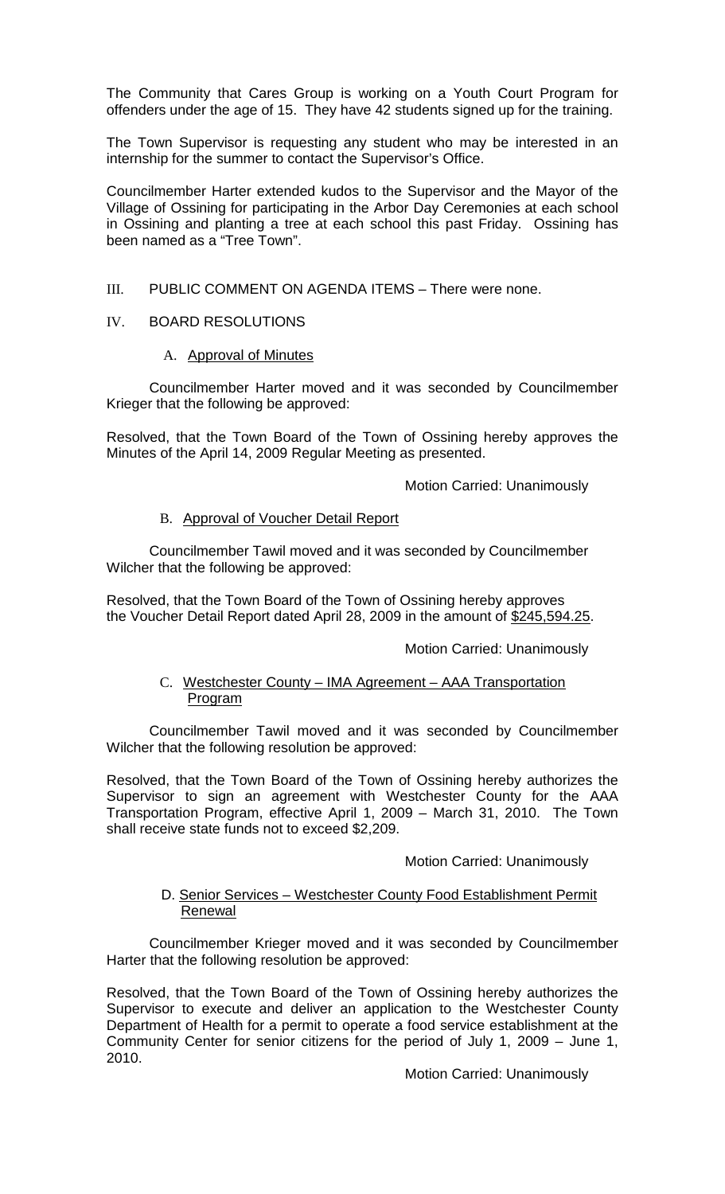The Community that Cares Group is working on a Youth Court Program for offenders under the age of 15. They have 42 students signed up for the training.

The Town Supervisor is requesting any student who may be interested in an internship for the summer to contact the Supervisor's Office.

Councilmember Harter extended kudos to the Supervisor and the Mayor of the Village of Ossining for participating in the Arbor Day Ceremonies at each school in Ossining and planting a tree at each school this past Friday. Ossining has been named as a "Tree Town".

III. PUBLIC COMMENT ON AGENDA ITEMS – There were none.

IV. BOARD RESOLUTIONS

A. Approval of Minutes

Councilmember Harter moved and it was seconded by Councilmember Krieger that the following be approved:

Resolved, that the Town Board of the Town of Ossining hereby approves the Minutes of the April 14, 2009 Regular Meeting as presented.

Motion Carried: Unanimously

B. Approval of Voucher Detail Report

Councilmember Tawil moved and it was seconded by Councilmember Wilcher that the following be approved:

Resolved, that the Town Board of the Town of Ossining hereby approves the Voucher Detail Report dated April 28, 2009 in the amount of $245,594.25.

Motion Carried: Unanimously

C. Westchester County – IMA Agreement – AAA Transportation Program

Councilmember Tawil moved and it was seconded by Councilmember Wilcher that the following resolution be approved:

Resolved, that the Town Board of the Town of Ossining hereby authorizes the Supervisor to sign an agreement with Westchester County for the AAA Transportation Program, effective April 1, 2009 – March 31, 2010. The Town shall receive state funds not to exceed $2,209.

Motion Carried: Unanimously

D. Senior Services – Westchester County Food Establishment Permit Renewal

Councilmember Krieger moved and it was seconded by Councilmember Harter that the following resolution be approved:

Resolved, that the Town Board of the Town of Ossining hereby authorizes the Supervisor to execute and deliver an application to the Westchester County Department of Health for a permit to operate a food service establishment at the Community Center for senior citizens for the period of July 1, 2009 – June 1, 2010.

Motion Carried: Unanimously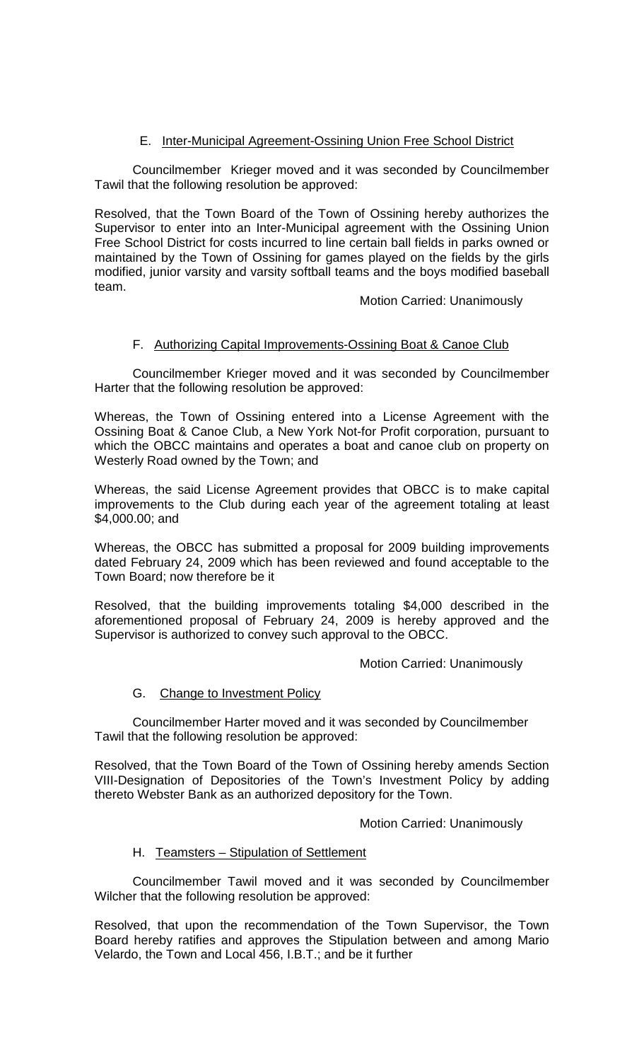### E. Inter-Municipal Agreement-Ossining Union Free School District

Councilmember Krieger moved and it was seconded by Councilmember Tawil that the following resolution be approved:

Resolved, that the Town Board of the Town of Ossining hereby authorizes the Supervisor to enter into an Inter-Municipal agreement with the Ossining Union Free School District for costs incurred to line certain ball fields in parks owned or maintained by the Town of Ossining for games played on the fields by the girls modified, junior varsity and varsity softball teams and the boys modified baseball team.

Motion Carried: Unanimously

### F. Authorizing Capital Improvements-Ossining Boat & Canoe Club

Councilmember Krieger moved and it was seconded by Councilmember Harter that the following resolution be approved:

Whereas, the Town of Ossining entered into a License Agreement with the Ossining Boat & Canoe Club, a New York Not-for Profit corporation, pursuant to which the OBCC maintains and operates a boat and canoe club on property on Westerly Road owned by the Town; and

Whereas, the said License Agreement provides that OBCC is to make capital improvements to the Club during each year of the agreement totaling at least $4,000.00; and

Whereas, the OBCC has submitted a proposal for 2009 building improvements dated February 24, 2009 which has been reviewed and found acceptable to the Town Board; now therefore be it

Resolved, that the building improvements totaling $4,000 described in the aforementioned proposal of February 24, 2009 is hereby approved and the Supervisor is authorized to convey such approval to the OBCC.

Motion Carried: Unanimously

### G. Change to Investment Policy

Councilmember Harter moved and it was seconded by Councilmember Tawil that the following resolution be approved:

Resolved, that the Town Board of the Town of Ossining hereby amends Section VIII-Designation of Depositories of the Town's Investment Policy by adding thereto Webster Bank as an authorized depository for the Town.

Motion Carried: Unanimously

### H. Teamsters – Stipulation of Settlement

Councilmember Tawil moved and it was seconded by Councilmember Wilcher that the following resolution be approved:

Resolved, that upon the recommendation of the Town Supervisor, the Town Board hereby ratifies and approves the Stipulation between and among Mario Velardo, the Town and Local 456, I.B.T.; and be it further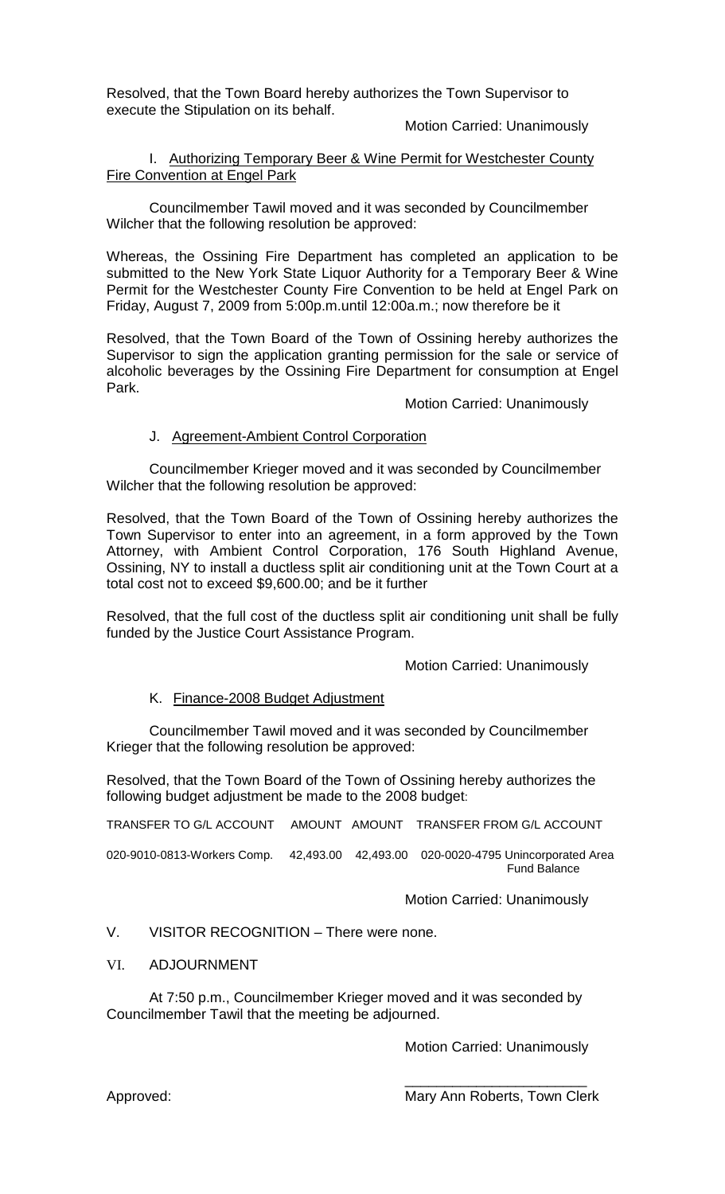Resolved, that the Town Board hereby authorizes the Town Supervisor to execute the Stipulation on its behalf.

Motion Carried: Unanimously

I. Authorizing Temporary Beer & Wine Permit for Westchester County Fire Convention at Engel Park

Councilmember Tawil moved and it was seconded by Councilmember Wilcher that the following resolution be approved:

Whereas, the Ossining Fire Department has completed an application to be submitted to the New York State Liquor Authority for a Temporary Beer & Wine Permit for the Westchester County Fire Convention to be held at Engel Park on Friday, August 7, 2009 from 5:00p.m.until 12:00a.m.; now therefore be it

Resolved, that the Town Board of the Town of Ossining hereby authorizes the Supervisor to sign the application granting permission for the sale or service of alcoholic beverages by the Ossining Fire Department for consumption at Engel Park.

Motion Carried: Unanimously

J. Agreement-Ambient Control Corporation

Councilmember Krieger moved and it was seconded by Councilmember Wilcher that the following resolution be approved:

Resolved, that the Town Board of the Town of Ossining hereby authorizes the Town Supervisor to enter into an agreement, in a form approved by the Town Attorney, with Ambient Control Corporation, 176 South Highland Avenue, Ossining, NY to install a ductless split air conditioning unit at the Town Court at a total cost not to exceed $9,600.00; and be it further

Resolved, that the full cost of the ductless split air conditioning unit shall be fully funded by the Justice Court Assistance Program.

Motion Carried: Unanimously

K. Finance-2008 Budget Adjustment

Councilmember Tawil moved and it was seconded by Councilmember Krieger that the following resolution be approved:

Resolved, that the Town Board of the Town of Ossining hereby authorizes the following budget adjustment be made to the 2008 budget:

| TRANSFER TO G/L ACCOUNT | AMOUNT | AMOUNT | TRANSFER FROM G/L ACCOUNT |
|---|---|---|---|
| 020-9010-0813-Workers Comp. | 42,493.00 | 42,493.00 | 020-0020-4795 Unincorporated Area Fund Balance |

Motion Carried: Unanimously

V. VISITOR RECOGNITION – There were none.

VI. ADJOURNMENT

At 7:50 p.m., Councilmember Krieger moved and it was seconded by Councilmember Tawil that the meeting be adjourned.

Motion Carried: Unanimously

Approved: \_\_\_\_\_\_\_\_\_\_\_\_\_\_\_\_\_\_\_\_\_\_\_\_

Mary Ann Roberts, Town Clerk